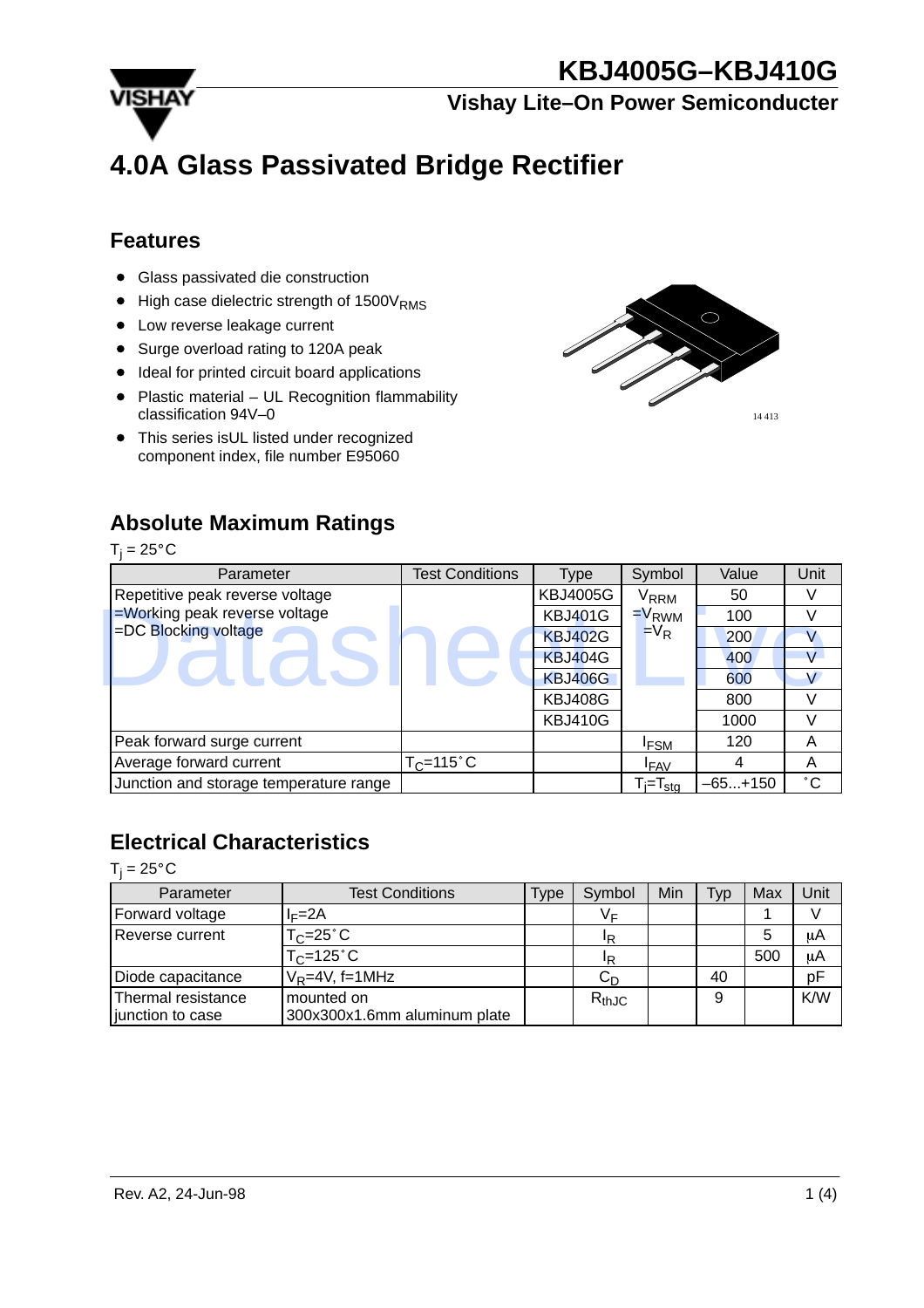# KBJ4005G–KBJ410G

## Vishay Lite–On Power Semiconducter

# 4.0A Glass Passivated Bridge Rectifier

## Features

- Glass passivated die construction
- High case dielectric strength of $1500V_{RMS}$
- Low reverse leakage current
- Surge overload rating to 120A peak
- Ideal for printed circuit board applications
- Plastic material – UL Recognition flammability classification 94V–0
- This series isUL listed under recognized component index, file number E95060

14 413

## Absolute Maximum Ratings

$T_j$ = 25°C

| Parameter | Test Conditions | Type | Symbol | Value | Unit |
|---|---|---|---|---|---|
| Repetitive peak reverse voltage =Working peak reverse voltage =DC Blocking voltage | | KBJ4005G | $V_{RRM}$ $=V_{RWM}$ $=V_R$ | 50 | V |
| | | KBJ401G | | 100 | V |
| | | KBJ402G | | 200 | V |
| | | KBJ404G | | 400 | V |
| | | KBJ406G | | 600 | V |
| | | KBJ408G | | 800 | V |
| | | KBJ410G | | 1000 | V |
| Peak forward surge current | | | $I_{FSM}$ | 120 | A |
| Average forward current | $T_C$=115˚C | | $I_{FAV}$ | 4 | A |
| Junction and storage temperature range | | | $T_j$=$T_{stg}$ | –65...+150 | ˚C |

## Electrical Characteristics

$T_j$ = 25°C

| Parameter | Test Conditions | Type | Symbol | Min | Typ | Max | Unit |
|---|---|---|---|---|---|---|---|
| Forward voltage | $I_F$=2A | | $V_F$ | | | 1 | V |
| Reverse current | $T_C$=25˚C | | $I_R$ | | | 5 | μA |
| | $T_C$=125˚C | | $I_R$ | | | 500 | μA |
| Diode capacitance | $V_R$=4V, f=1MHz | | $C_D$ | | 40 | | pF |
| Thermal resistance junction to case | mounted on 300x300x1.6mm aluminum plate | | $R_{thJC}$ | | 9 | | K/W |

Rev. A2, 24-Jun-98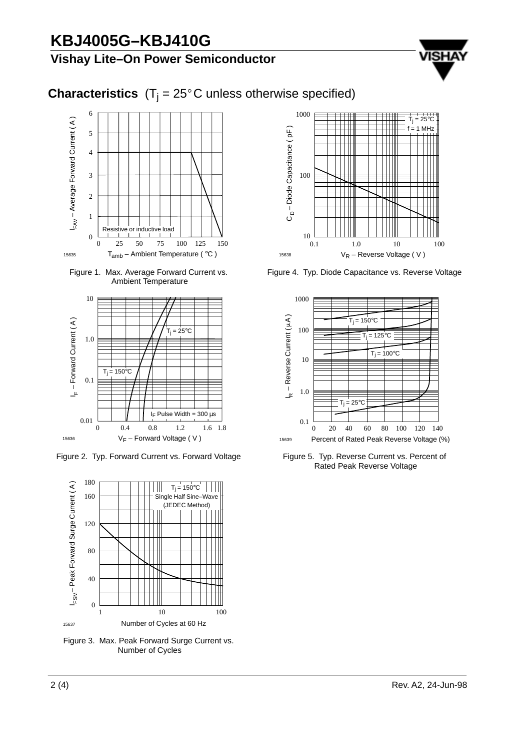## Characteristics ($T_j$ = 25°C unless otherwise specified)

Figure 1. Max. Average Forward Current vs. Ambient Temperature

Figure 2. Typ. Forward Current vs. Forward Voltage

Figure 3. Max. Peak Forward Surge Current vs. Number of Cycles

Figure 4. Typ. Diode Capacitance vs. Reverse Voltage

Figure 5. Typ. Reverse Current vs. Percent of Rated Peak Reverse Voltage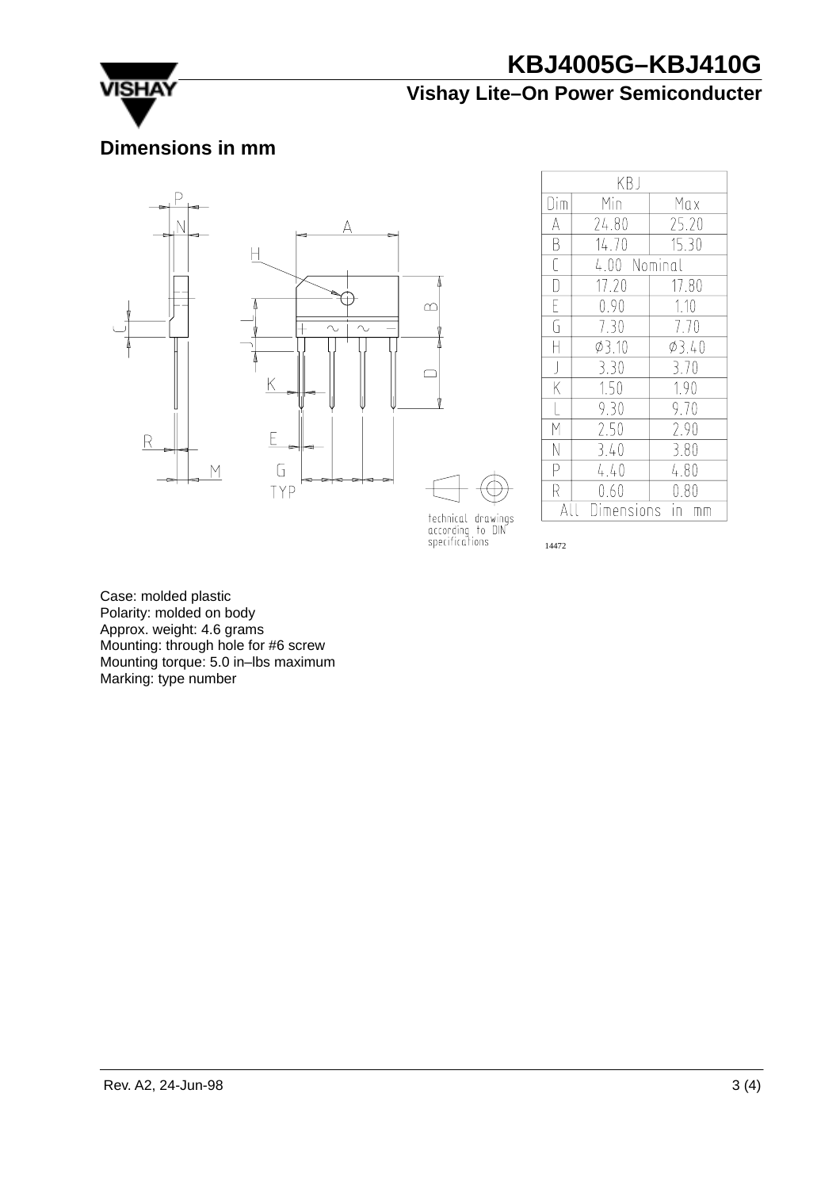## Dimensions in mm

| KBJ | | |
|---|---|---|
| Dim | Min | Max |
| A | 24.80 | 25.20 |
| B | 14.70 | 15.30 |
| C | 4.00 Nominal | |
| D | 17.20 | 17.80 |
| E | 0.90 | 1.10 |
| G | 7.30 | 7.70 |
| H | Ø3.10 | Ø3.40 |
| J | 3.30 | 3.70 |
| K | 1.50 | 1.90 |
| L | 9.30 | 9.70 |
| M | 2.50 | 2.90 |
| N | 3.40 | 3.80 |
| P | 4.40 | 4.80 |
| R | 0.60 | 0.80 |
| All Dimensions in mm | | |

technical drawings according to DIN specifications

14472

Case: molded plastic
Polarity: molded on body
Approx. weight: 4.6 grams
Mounting: through hole for #6 screw
Mounting torque: 5.0 in–lbs maximum
Marking: type number

Rev. A2, 24-Jun-98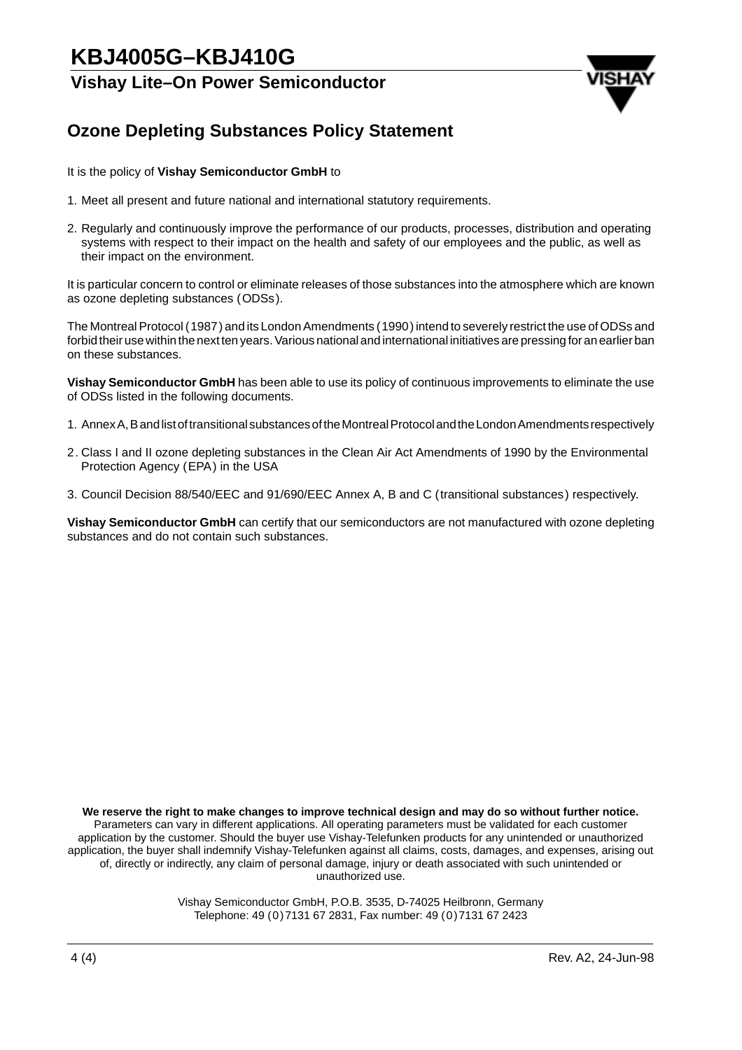## Ozone Depleting Substances Policy Statement

It is the policy of **Vishay Semiconductor GmbH** to

1. Meet all present and future national and international statutory requirements.
2. Regularly and continuously improve the performance of our products, processes, distribution and operating systems with respect to their impact on the health and safety of our employees and the public, as well as their impact on the environment.

It is particular concern to control or eliminate releases of those substances into the atmosphere which are known as ozone depleting substances (ODSs).

The Montreal Protocol (1987) and its London Amendments (1990) intend to severely restrict the use of ODSs and forbid their use within the next ten years. Various national and international initiatives are pressing for an earlier ban on these substances.

**Vishay Semiconductor GmbH** has been able to use its policy of continuous improvements to eliminate the use of ODSs listed in the following documents.

1. Annex A, B and list of transitional substances of the Montreal Protocol and the London Amendments respectively
2. Class I and II ozone depleting substances in the Clean Air Act Amendments of 1990 by the Environmental Protection Agency (EPA) in the USA
3. Council Decision 88/540/EEC and 91/690/EEC Annex A, B and C (transitional substances) respectively.

**Vishay Semiconductor GmbH** can certify that our semiconductors are not manufactured with ozone depleting substances and do not contain such substances.

**We reserve the right to make changes to improve technical design and may do so without further notice.**
Parameters can vary in different applications. All operating parameters must be validated for each customer application by the customer. Should the buyer use Vishay-Telefunken products for any unintended or unauthorized application, the buyer shall indemnify Vishay-Telefunken against all claims, costs, damages, and expenses, arising out of, directly or indirectly, any claim of personal damage, injury or death associated with such unintended or unauthorized use.

Vishay Semiconductor GmbH, P.O.B. 3535, D-74025 Heilbronn, Germany
Telephone: 49 (0)7131 67 2831, Fax number: 49 (0)7131 67 2423